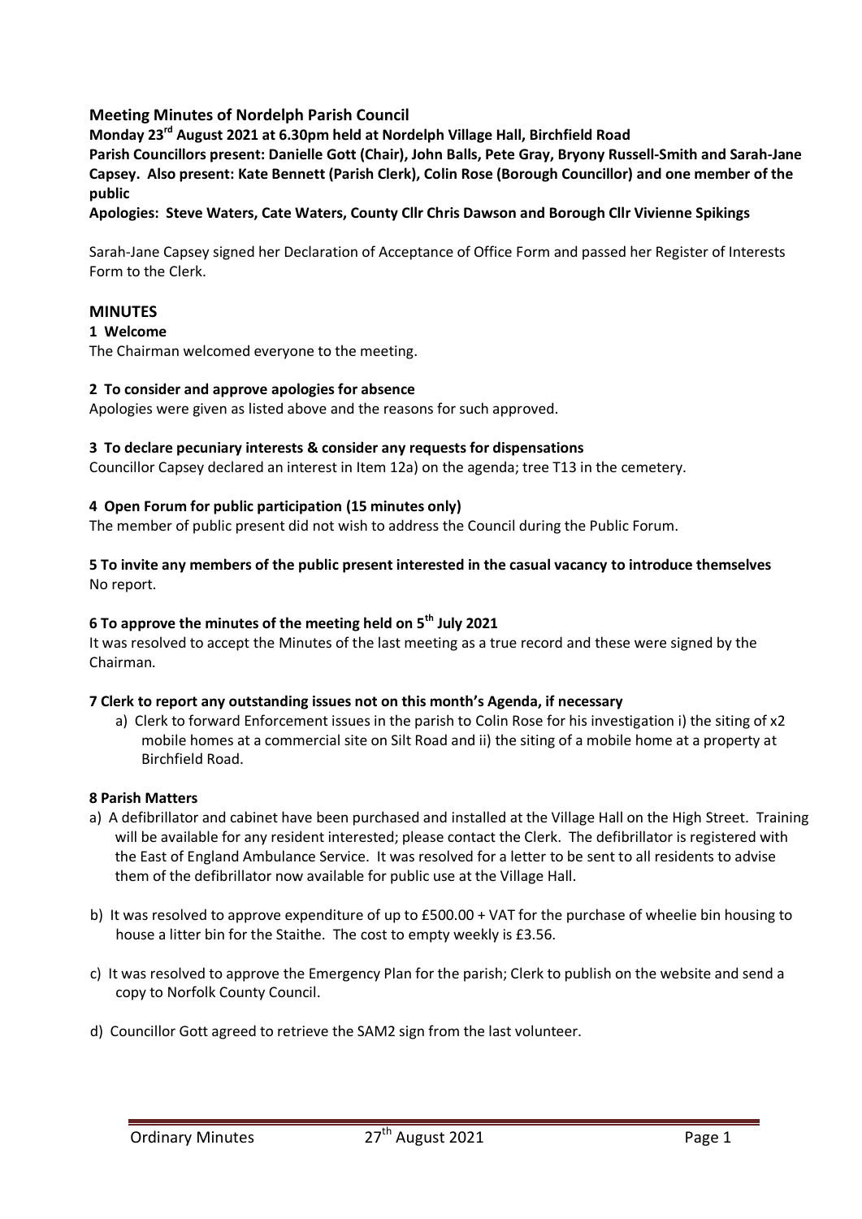## Meeting Minutes of Nordelph Parish Council

**Monday 23rd August 2021 at 6.30pm held at Nordelph Village Hall, Birchfield Road**
**Parish Councillors present: Danielle Gott (Chair), John Balls, Pete Gray, Bryony Russell-Smith and Sarah-Jane Capsey. Also present: Kate Bennett (Parish Clerk), Colin Rose (Borough Councillor) and one member of the public**
**Apologies: Steve Waters, Cate Waters, County Cllr Chris Dawson and Borough Cllr Vivienne Spikings**

Sarah-Jane Capsey signed her Declaration of Acceptance of Office Form and passed her Register of Interests Form to the Clerk.

## MINUTES

### 1 Welcome

The Chairman welcomed everyone to the meeting.

### 2 To consider and approve apologies for absence

Apologies were given as listed above and the reasons for such approved.

### 3 To declare pecuniary interests & consider any requests for dispensations

Councillor Capsey declared an interest in Item 12a) on the agenda; tree T13 in the cemetery.

### 4 Open Forum for public participation (15 minutes only)

The member of public present did not wish to address the Council during the Public Forum.

### 5 To invite any members of the public present interested in the casual vacancy to introduce themselves

No report.

### 6 To approve the minutes of the meeting held on 5th July 2021

It was resolved to accept the Minutes of the last meeting as a true record and these were signed by the Chairman.

### 7 Clerk to report any outstanding issues not on this month's Agenda, if necessary

a) Clerk to forward Enforcement issues in the parish to Colin Rose for his investigation i) the siting of x2 mobile homes at a commercial site on Silt Road and ii) the siting of a mobile home at a property at Birchfield Road.

### 8 Parish Matters

a) A defibrillator and cabinet have been purchased and installed at the Village Hall on the High Street. Training will be available for any resident interested; please contact the Clerk. The defibrillator is registered with the East of England Ambulance Service. It was resolved for a letter to be sent to all residents to advise them of the defibrillator now available for public use at the Village Hall.

b) It was resolved to approve expenditure of up to £500.00 + VAT for the purchase of wheelie bin housing to house a litter bin for the Staithe. The cost to empty weekly is £3.56.

c) It was resolved to approve the Emergency Plan for the parish; Clerk to publish on the website and send a copy to Norfolk County Council.

d) Councillor Gott agreed to retrieve the SAM2 sign from the last volunteer.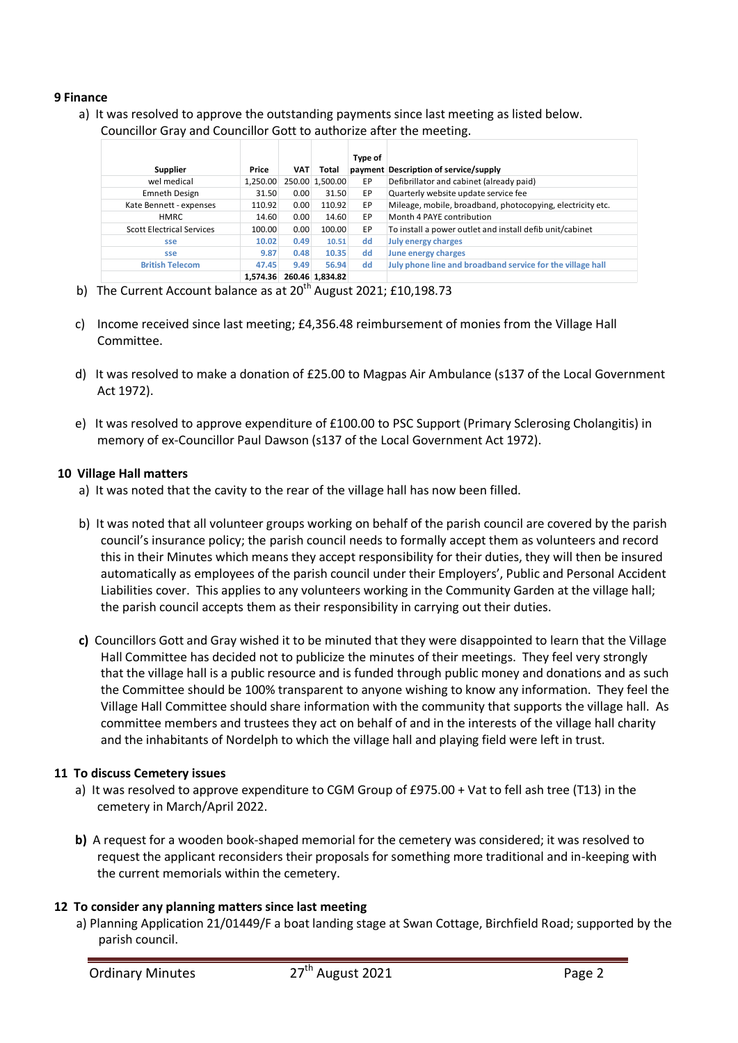## 9 Finance

a) It was resolved to approve the outstanding payments since last meeting as listed below. Councillor Gray and Councillor Gott to authorize after the meeting.

| Supplier | Price | VAT | Total | Type of payment | Description of service/supply |
|---|---|---|---|---|---|
| wel medical | 1,250.00 | 250.00 | 1,500.00 | EP | Defibrillator and cabinet (already paid) |
| Emneth Design | 31.50 | 0.00 | 31.50 | EP | Quarterly website update service fee |
| Kate Bennett - expenses | 110.92 | 0.00 | 110.92 | EP | Mileage, mobile, broadband, photocopying, electricity etc. |
| HMRC | 14.60 | 0.00 | 14.60 | EP | Month 4 PAYE contribution |
| Scott Electrical Services | 100.00 | 0.00 | 100.00 | EP | To install a power outlet and install defib unit/cabinet |
| sse | 10.02 | 0.49 | 10.51 | dd | July energy charges |
| sse | 9.87 | 0.48 | 10.35 | dd | June energy charges |
| British Telecom | 47.45 | 9.49 | 56.94 | dd | July phone line and broadband service for the village hall |
| | 1,574.36 | 260.46 | 1,834.82 | | |

b) The Current Account balance as at 20th August 2021; £10,198.73

c) Income received since last meeting; £4,356.48 reimbursement of monies from the Village Hall Committee.

d) It was resolved to make a donation of £25.00 to Magpas Air Ambulance (s137 of the Local Government Act 1972).

e) It was resolved to approve expenditure of £100.00 to PSC Support (Primary Sclerosing Cholangitis) in memory of ex-Councillor Paul Dawson (s137 of the Local Government Act 1972).

## 10 Village Hall matters

a) It was noted that the cavity to the rear of the village hall has now been filled.

b) It was noted that all volunteer groups working on behalf of the parish council are covered by the parish council's insurance policy; the parish council needs to formally accept them as volunteers and record this in their Minutes which means they accept responsibility for their duties, they will then be insured automatically as employees of the parish council under their Employers', Public and Personal Accident Liabilities cover. This applies to any volunteers working in the Community Garden at the village hall; the parish council accepts them as their responsibility in carrying out their duties.

**c)** Councillors Gott and Gray wished it to be minuted that they were disappointed to learn that the Village Hall Committee has decided not to publicize the minutes of their meetings. They feel very strongly that the village hall is a public resource and is funded through public money and donations and as such the Committee should be 100% transparent to anyone wishing to know any information. They feel the Village Hall Committee should share information with the community that supports the village hall. As committee members and trustees they act on behalf of and in the interests of the village hall charity and the inhabitants of Nordelph to which the village hall and playing field were left in trust.

## 11 To discuss Cemetery issues

a) It was resolved to approve expenditure to CGM Group of £975.00 + Vat to fell ash tree (T13) in the cemetery in March/April 2022.

**b)** A request for a wooden book-shaped memorial for the cemetery was considered; it was resolved to request the applicant reconsiders their proposals for something more traditional and in-keeping with the current memorials within the cemetery.

## 12 To consider any planning matters since last meeting

a) Planning Application 21/01449/F a boat landing stage at Swan Cottage, Birchfield Road; supported by the parish council.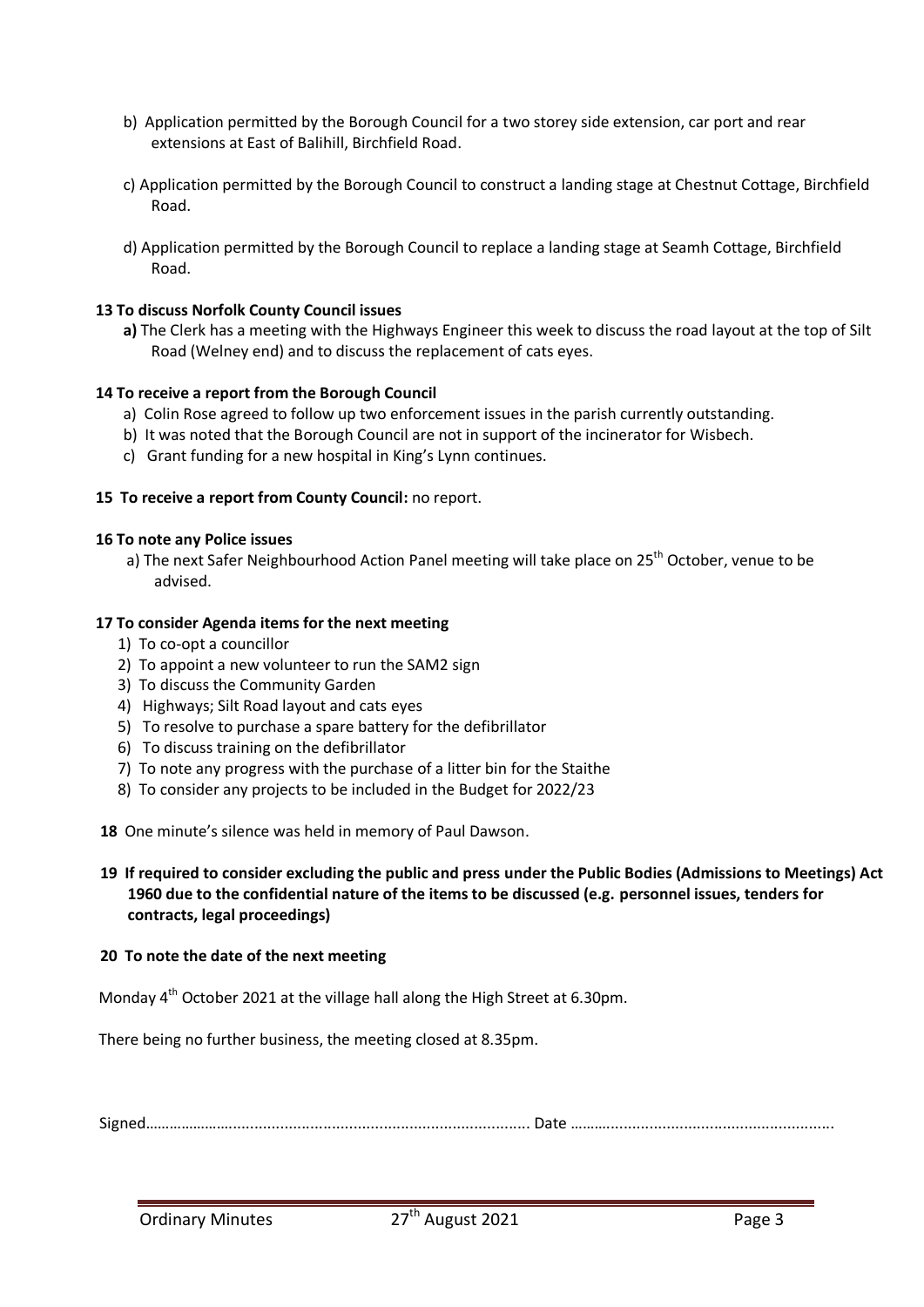b) Application permitted by the Borough Council for a two storey side extension, car port and rear extensions at East of Balihill, Birchfield Road.

c) Application permitted by the Borough Council to construct a landing stage at Chestnut Cottage, Birchfield Road.

d) Application permitted by the Borough Council to replace a landing stage at Seamh Cottage, Birchfield Road.

**13 To discuss Norfolk County Council issues**

**a)** The Clerk has a meeting with the Highways Engineer this week to discuss the road layout at the top of Silt Road (Welney end) and to discuss the replacement of cats eyes.

**14 To receive a report from the Borough Council**

a) Colin Rose agreed to follow up two enforcement issues in the parish currently outstanding.
b) It was noted that the Borough Council are not in support of the incinerator for Wisbech.
c) Grant funding for a new hospital in King's Lynn continues.

**15 To receive a report from County Council:** no report.

**16 To note any Police issues**

a) The next Safer Neighbourhood Action Panel meeting will take place on 25th October, venue to be advised.

**17 To consider Agenda items for the next meeting**

1) To co-opt a councillor
2) To appoint a new volunteer to run the SAM2 sign
3) To discuss the Community Garden
4) Highways; Silt Road layout and cats eyes
5) To resolve to purchase a spare battery for the defibrillator
6) To discuss training on the defibrillator
7) To note any progress with the purchase of a litter bin for the Staithe
8) To consider any projects to be included in the Budget for 2022/23

**18** One minute's silence was held in memory of Paul Dawson.

**19 If required to consider excluding the public and press under the Public Bodies (Admissions to Meetings) Act 1960 due to the confidential nature of the items to be discussed (e.g. personnel issues, tenders for contracts, legal proceedings)**

**20 To note the date of the next meeting**

Monday 4th October 2021 at the village hall along the High Street at 6.30pm.

There being no further business, the meeting closed at 8.35pm.

Signed........................................................................................ Date ..............................................................

Ordinary Minutes 27th August 2021